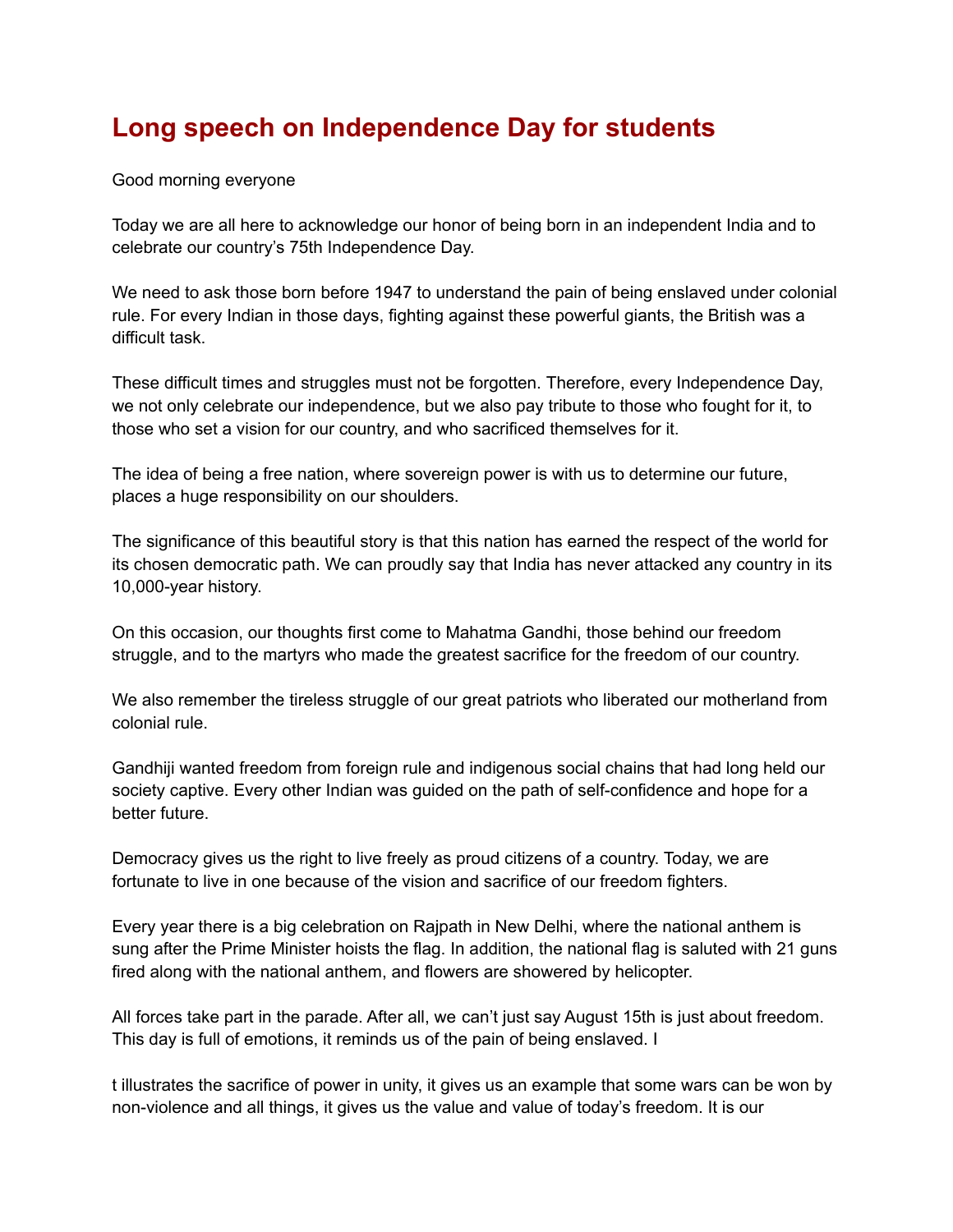# Long speech on Independence Day for students

Good morning everyone

Today we are all here to acknowledge our honor of being born in an independent India and to celebrate our country's 75th Independence Day.

We need to ask those born before 1947 to understand the pain of being enslaved under colonial rule. For every Indian in those days, fighting against these powerful giants, the British was a difficult task.

These difficult times and struggles must not be forgotten. Therefore, every Independence Day, we not only celebrate our independence, but we also pay tribute to those who fought for it, to those who set a vision for our country, and who sacrificed themselves for it.

The idea of being a free nation, where sovereign power is with us to determine our future, places a huge responsibility on our shoulders.

The significance of this beautiful story is that this nation has earned the respect of the world for its chosen democratic path. We can proudly say that India has never attacked any country in its 10,000-year history.

On this occasion, our thoughts first come to Mahatma Gandhi, those behind our freedom struggle, and to the martyrs who made the greatest sacrifice for the freedom of our country.

We also remember the tireless struggle of our great patriots who liberated our motherland from colonial rule.

Gandhiji wanted freedom from foreign rule and indigenous social chains that had long held our society captive. Every other Indian was guided on the path of self-confidence and hope for a better future.

Democracy gives us the right to live freely as proud citizens of a country. Today, we are fortunate to live in one because of the vision and sacrifice of our freedom fighters.

Every year there is a big celebration on Rajpath in New Delhi, where the national anthem is sung after the Prime Minister hoists the flag. In addition, the national flag is saluted with 21 guns fired along with the national anthem, and flowers are showered by helicopter.

All forces take part in the parade. After all, we can't just say August 15th is just about freedom. This day is full of emotions, it reminds us of the pain of being enslaved. I

t illustrates the sacrifice of power in unity, it gives us an example that some wars can be won by non-violence and all things, it gives us the value and value of today's freedom. It is our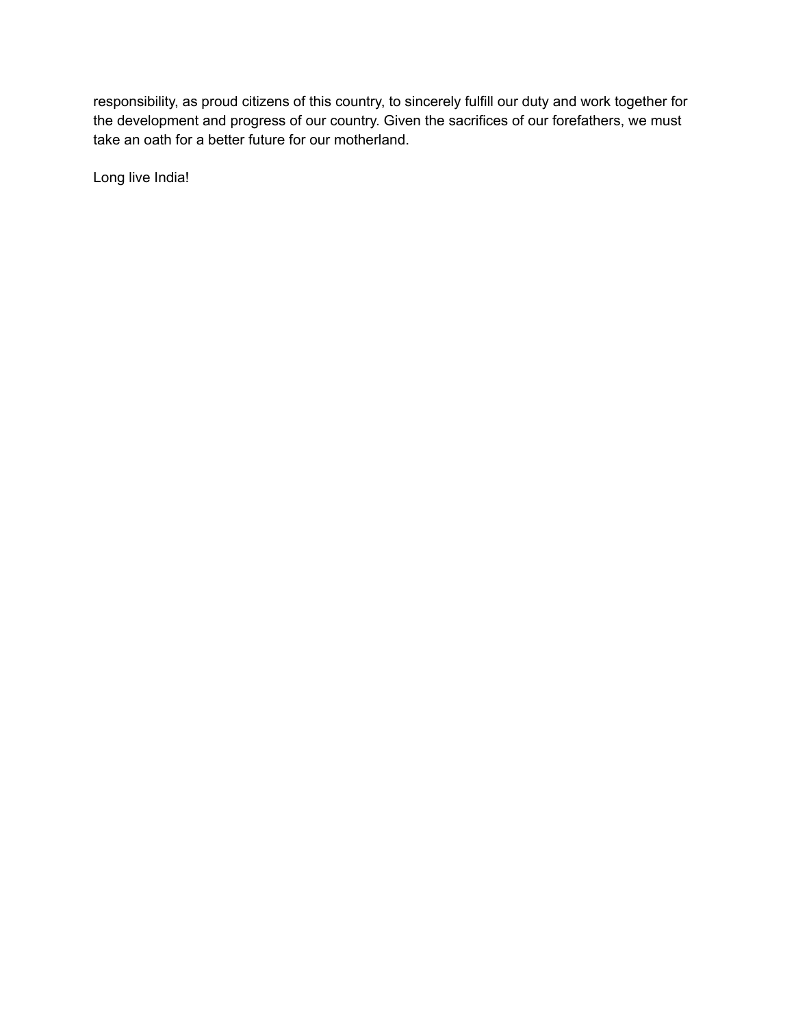responsibility, as proud citizens of this country, to sincerely fulfill our duty and work together for the development and progress of our country. Given the sacrifices of our forefathers, we must take an oath for a better future for our motherland.

Long live India!